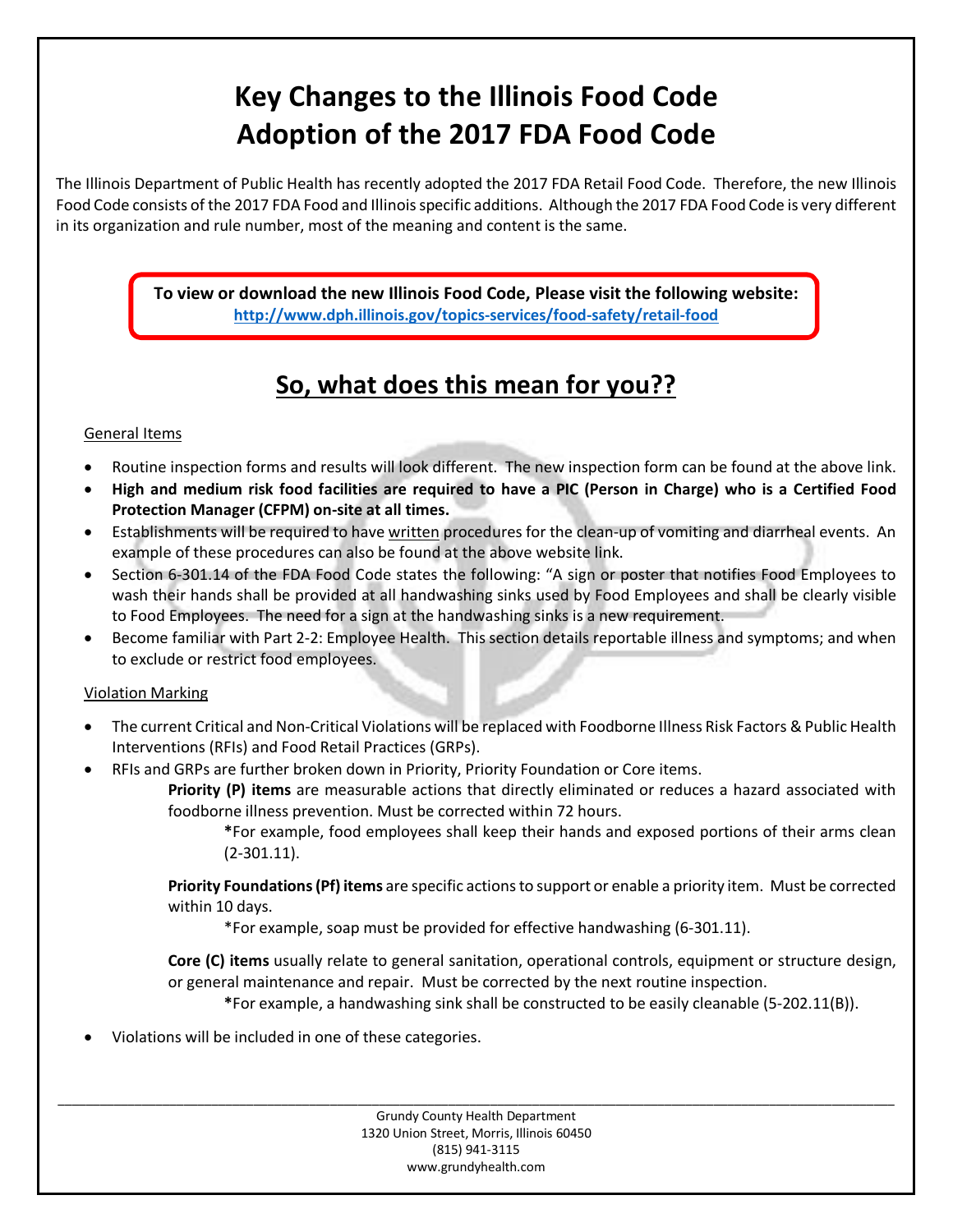# Key Changes to the Illinois Food Code
# Adoption of the 2017 FDA Food Code

The Illinois Department of Public Health has recently adopted the 2017 FDA Retail Food Code. Therefore, the new Illinois Food Code consists of the 2017 FDA Food and Illinois specific additions. Although the 2017 FDA Food Code is very different in its organization and rule number, most of the meaning and content is the same.

**To view or download the new Illinois Food Code, Please visit the following website:**
**http://www.dph.illinois.gov/topics-services/food-safety/retail-food**

## So, what does this mean for you??

General Items

- Routine inspection forms and results will look different. The new inspection form can be found at the above link.
- **High and medium risk food facilities are required to have a PIC (Person in Charge) who is a Certified Food Protection Manager (CFPM) on-site at all times.**
- Establishments will be required to have written procedures for the clean-up of vomiting and diarrheal events. An example of these procedures can also be found at the above website link.
- Section 6-301.14 of the FDA Food Code states the following: "A sign or poster that notifies Food Employees to wash their hands shall be provided at all handwashing sinks used by Food Employees and shall be clearly visible to Food Employees. The need for a sign at the handwashing sinks is a new requirement.
- Become familiar with Part 2-2: Employee Health. This section details reportable illness and symptoms; and when to exclude or restrict food employees.

Violation Marking

- The current Critical and Non-Critical Violations will be replaced with Foodborne Illness Risk Factors & Public Health Interventions (RFIs) and Food Retail Practices (GRPs).
- RFIs and GRPs are further broken down in Priority, Priority Foundation or Core items.

  **Priority (P) items** are measurable actions that directly eliminated or reduces a hazard associated with foodborne illness prevention. Must be corrected within 72 hours.

  **\***For example, food employees shall keep their hands and exposed portions of their arms clean (2-301.11).

  **Priority Foundations (Pf) items** are specific actions to support or enable a priority item. Must be corrected within 10 days.

  \*For example, soap must be provided for effective handwashing (6-301.11).

  **Core (C) items** usually relate to general sanitation, operational controls, equipment or structure design, or general maintenance and repair. Must be corrected by the next routine inspection.

  **\***For example, a handwashing sink shall be constructed to be easily cleanable (5-202.11(B)).

- Violations will be included in one of these categories.

Grundy County Health Department
1320 Union Street, Morris, Illinois 60450
(815) 941-3115
www.grundyhealth.com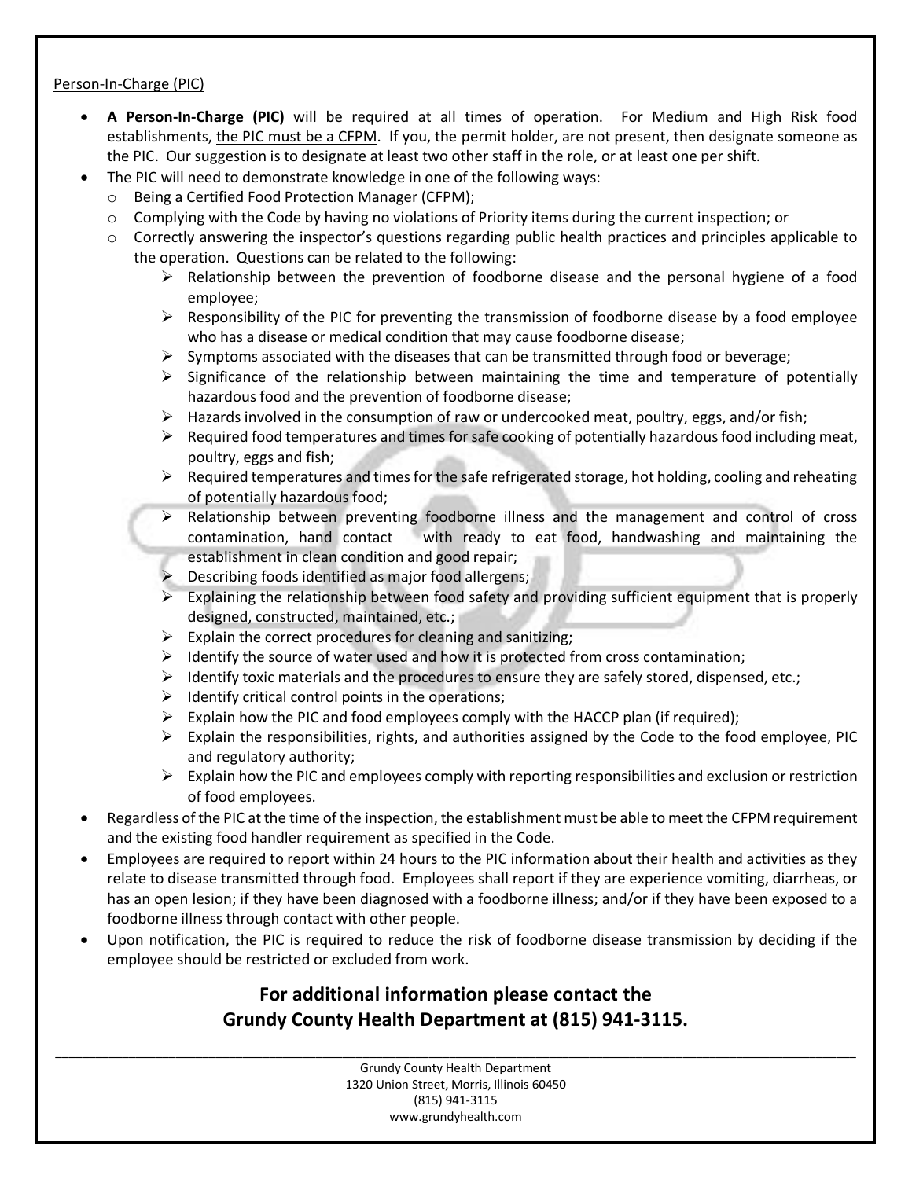Person-In-Charge (PIC)

- **A Person-In-Charge (PIC)** will be required at all times of operation. For Medium and High Risk food establishments, the PIC must be a CFPM. If you, the permit holder, are not present, then designate someone as the PIC. Our suggestion is to designate at least two other staff in the role, or at least one per shift.
- The PIC will need to demonstrate knowledge in one of the following ways:
  - Being a Certified Food Protection Manager (CFPM);
  - Complying with the Code by having no violations of Priority items during the current inspection; or
  - Correctly answering the inspector's questions regarding public health practices and principles applicable to the operation. Questions can be related to the following:
    - Relationship between the prevention of foodborne disease and the personal hygiene of a food employee;
    - Responsibility of the PIC for preventing the transmission of foodborne disease by a food employee who has a disease or medical condition that may cause foodborne disease;
    - Symptoms associated with the diseases that can be transmitted through food or beverage;
    - Significance of the relationship between maintaining the time and temperature of potentially hazardous food and the prevention of foodborne disease;
    - Hazards involved in the consumption of raw or undercooked meat, poultry, eggs, and/or fish;
    - Required food temperatures and times for safe cooking of potentially hazardous food including meat, poultry, eggs and fish;
    - Required temperatures and times for the safe refrigerated storage, hot holding, cooling and reheating of potentially hazardous food;
    - Relationship between preventing foodborne illness and the management and control of cross contamination, hand contact with ready to eat food, handwashing and maintaining the establishment in clean condition and good repair;
    - Describing foods identified as major food allergens;
    - Explaining the relationship between food safety and providing sufficient equipment that is properly designed, constructed, maintained, etc.;
    - Explain the correct procedures for cleaning and sanitizing;
    - Identify the source of water used and how it is protected from cross contamination;
    - Identify toxic materials and the procedures to ensure they are safely stored, dispensed, etc.;
    - Identify critical control points in the operations;
    - Explain how the PIC and food employees comply with the HACCP plan (if required);
    - Explain the responsibilities, rights, and authorities assigned by the Code to the food employee, PIC and regulatory authority;
    - Explain how the PIC and employees comply with reporting responsibilities and exclusion or restriction of food employees.
- Regardless of the PIC at the time of the inspection, the establishment must be able to meet the CFPM requirement and the existing food handler requirement as specified in the Code.
- Employees are required to report within 24 hours to the PIC information about their health and activities as they relate to disease transmitted through food. Employees shall report if they are experience vomiting, diarrheas, or has an open lesion; if they have been diagnosed with a foodborne illness; and/or if they have been exposed to a foodborne illness through contact with other people.
- Upon notification, the PIC is required to reduce the risk of foodborne disease transmission by deciding if the employee should be restricted or excluded from work.

**For additional information please contact the**
**Grundy County Health Department at (815) 941-3115.**

Grundy County Health Department
1320 Union Street, Morris, Illinois 60450
(815) 941-3115
www.grundyhealth.com